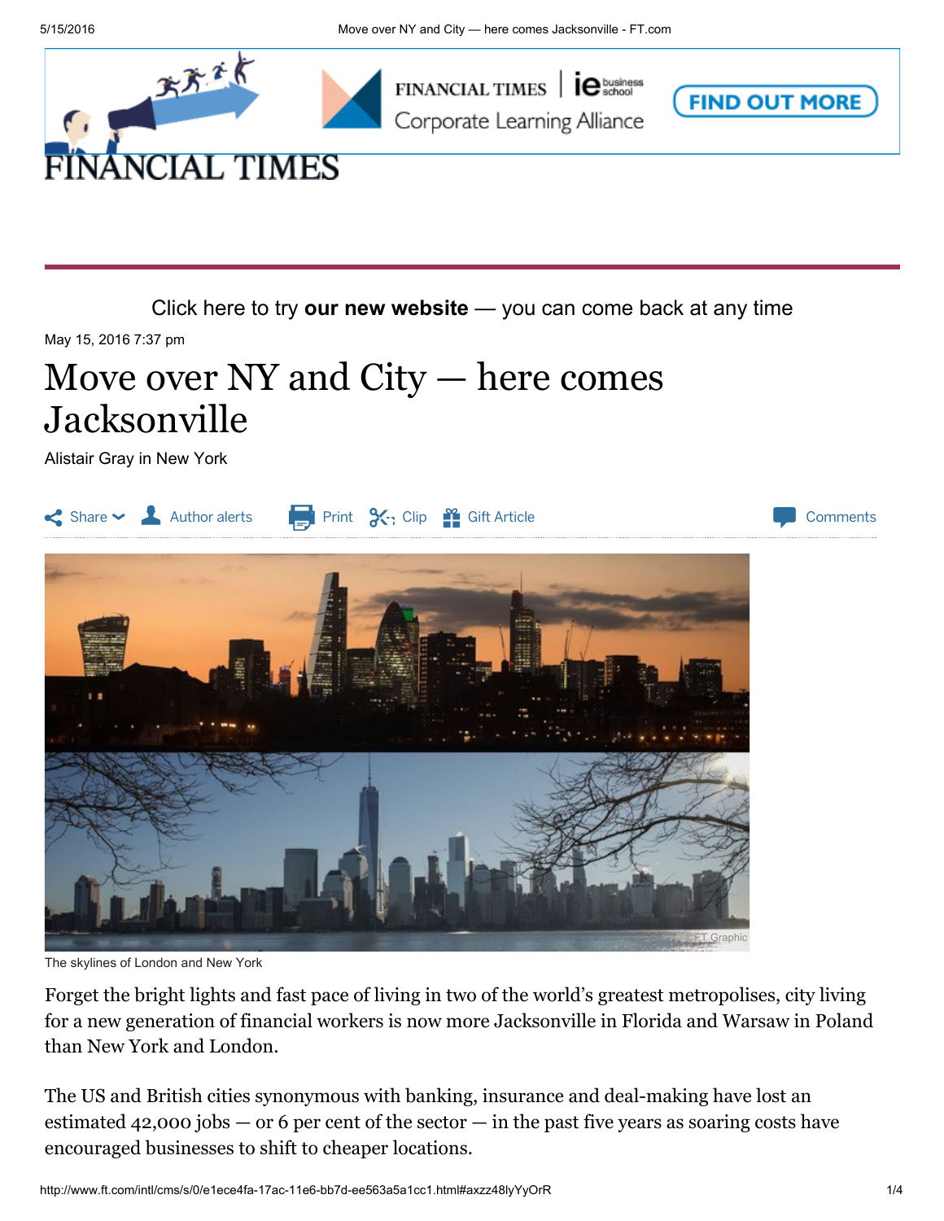# Move over NY and City — here comes Jacksonville

Alistair Gray in New York

May 15, 2016 7:37 pm

The skylines of London and New York

Forget the bright lights and fast pace of living in two of the world's greatest metropolises, city living for a new generation of financial workers is now more Jacksonville in Florida and Warsaw in Poland than New York and London.

The US and British cities synonymous with banking, insurance and deal-making have lost an estimated 42,000 jobs — or 6 per cent of the sector — in the past five years as soaring costs have encouraged businesses to shift to cheaper locations.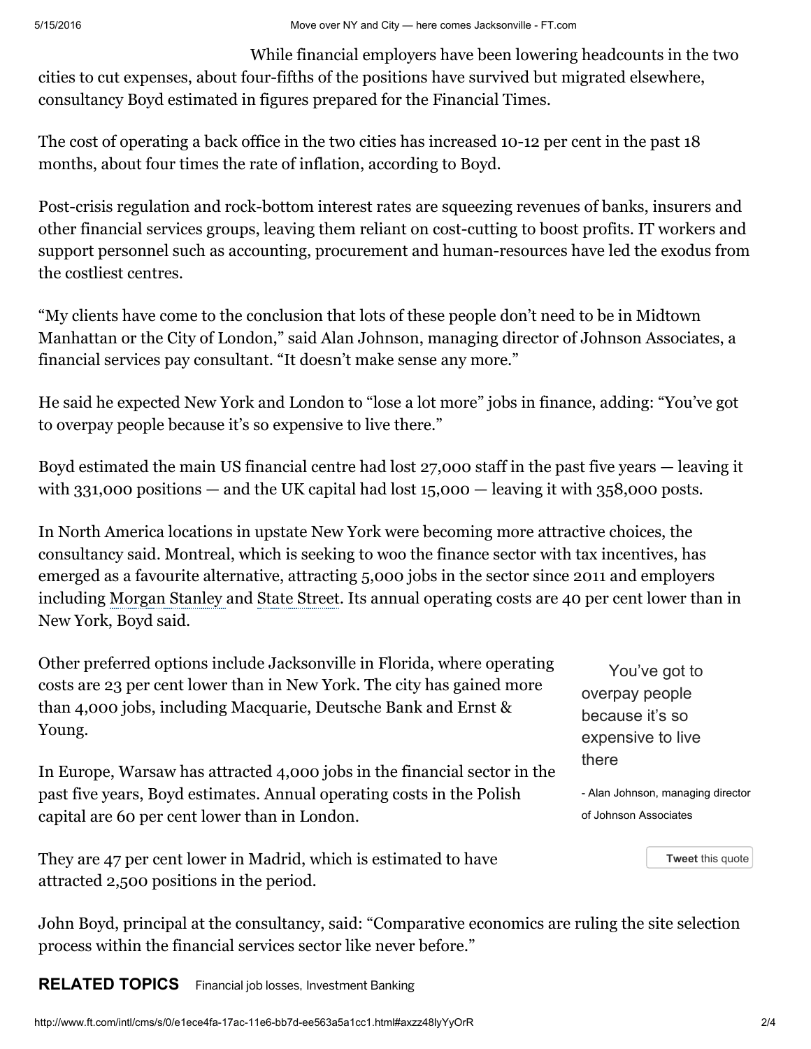While financial employers have been lowering headcounts in the two cities to cut expenses, about four-fifths of the positions have survived but migrated elsewhere, consultancy Boyd estimated in figures prepared for the Financial Times.

The cost of operating a back office in the two cities has increased 10-12 per cent in the past 18 months, about four times the rate of inflation, according to Boyd.

Post-crisis regulation and rock-bottom interest rates are squeezing revenues of banks, insurers and other financial services groups, leaving them reliant on cost-cutting to boost profits. IT workers and support personnel such as accounting, procurement and human-resources have led the exodus from the costliest centres.

"My clients have come to the conclusion that lots of these people don't need to be in Midtown Manhattan or the City of London," said Alan Johnson, managing director of Johnson Associates, a financial services pay consultant. "It doesn't make sense any more."

He said he expected New York and London to "lose a lot more" jobs in finance, adding: "You've got to overpay people because it's so expensive to live there."

Boyd estimated the main US financial centre had lost 27,000 staff in the past five years — leaving it with 331,000 positions — and the UK capital had lost 15,000 — leaving it with 358,000 posts.

In North America locations in upstate New York were becoming more attractive choices, the consultancy said. Montreal, which is seeking to woo the finance sector with tax incentives, has emerged as a favourite alternative, attracting 5,000 jobs in the sector since 2011 and employers including Morgan Stanley and State Street. Its annual operating costs are 40 per cent lower than in New York, Boyd said.

Other preferred options include Jacksonville in Florida, where operating costs are 23 per cent lower than in New York. The city has gained more than 4,000 jobs, including Macquarie, Deutsche Bank and Ernst & Young.

> You've got to overpay people because it's so expensive to live there
>
> \- Alan Johnson, managing director of Johnson Associates

In Europe, Warsaw has attracted 4,000 jobs in the financial sector in the past five years, Boyd estimates. Annual operating costs in the Polish capital are 60 per cent lower than in London.

They are 47 per cent lower in Madrid, which is estimated to have attracted 2,500 positions in the period.

John Boyd, principal at the consultancy, said: "Comparative economics are ruling the site selection process within the financial services sector like never before."

**RELATED TOPICS** Financial job losses, Investment Banking